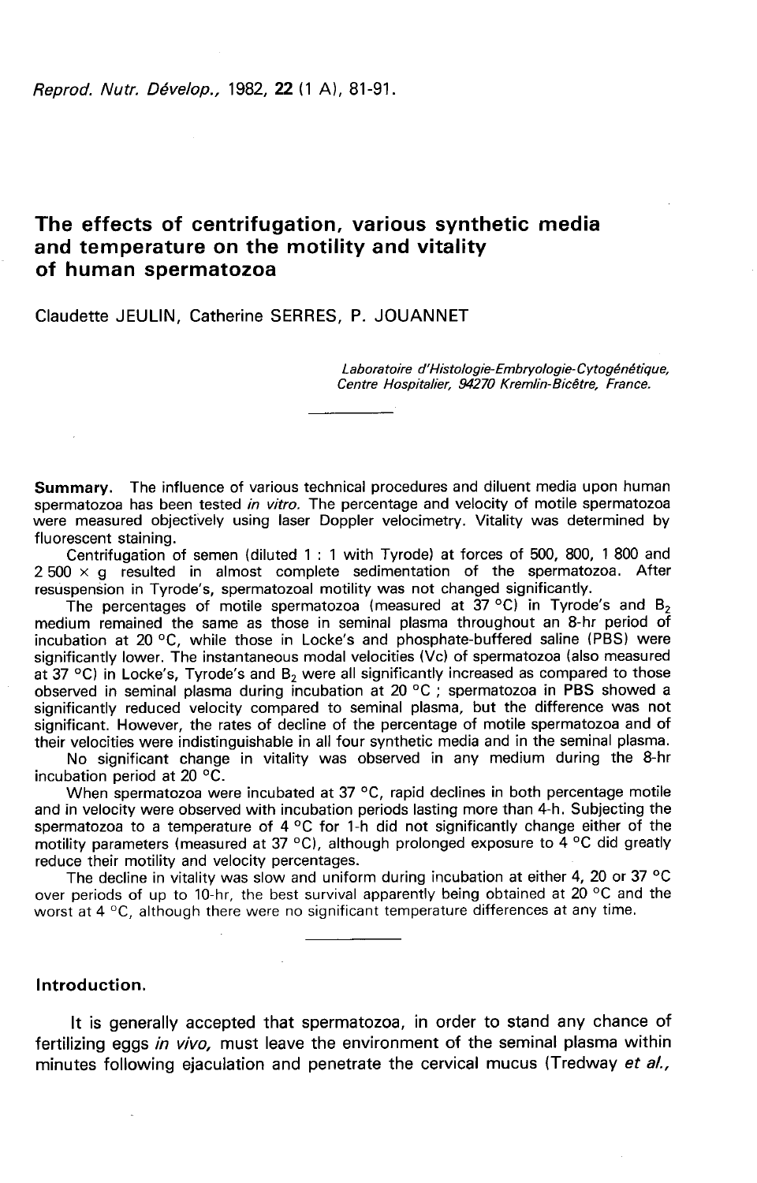# The effects of centrifugation, various synthetic media and temperature on the motility and vitality of human spermatozoa

Claudette JEULIN, Catherine SERRES, P. JOUANNET

*Laboratoire d'Histologie-Embryologie-Cytogénétique, Centre Hospitalier, 94270 Kremlin-Bicêtre, France.*

**Summary.** The influence of various technical procedures and diluent media upon human spermatozoa has been tested *in vitro*. The percentage and velocity of motile spermatozoa were measured objectively using laser Doppler velocimetry. Vitality was determined by fluorescent staining.

Centrifugation of semen (diluted 1 : 1 with Tyrode) at forces of 500, 800, 1 800 and 2 500 × g resulted in almost complete sedimentation of the spermatozoa. After resuspension in Tyrode's, spermatozoal motility was not changed significantly.

The percentages of motile spermatozoa (measured at 37 °C) in Tyrode's and $B_2$ medium remained the same as those in seminal plasma throughout an 8-hr period of incubation at 20 °C, while those in Locke's and phosphate-buffered saline (PBS) were significantly lower. The instantaneous modal velocities (Vc) of spermatozoa (also measured at 37 °C) in Locke's, Tyrode's and $B_2$ were all significantly increased as compared to those observed in seminal plasma during incubation at 20 °C ; spermatozoa in PBS showed a significantly reduced velocity compared to seminal plasma, but the difference was not significant. However, the rates of decline of the percentage of motile spermatozoa and of their velocities were indistinguishable in all four synthetic media and in the seminal plasma.

No significant change in vitality was observed in any medium during the 8-hr incubation period at 20 °C.

When spermatozoa were incubated at 37 °C, rapid declines in both percentage motile and in velocity were observed with incubation periods lasting more than 4-h. Subjecting the spermatozoa to a temperature of 4 °C for 1-h did not significantly change either of the motility parameters (measured at 37 °C), although prolonged exposure to 4 °C did greatly reduce their motility and velocity percentages.

The decline in vitality was slow and uniform during incubation at either 4, 20 or 37 °C over periods of up to 10-hr, the best survival apparently being obtained at 20 °C and the worst at 4 °C, although there were no significant temperature differences at any time.

## Introduction.

It is generally accepted that spermatozoa, in order to stand any chance of fertilizing eggs *in vivo*, must leave the environment of the seminal plasma within minutes following ejaculation and penetrate the cervical mucus (Tredway *et al.*,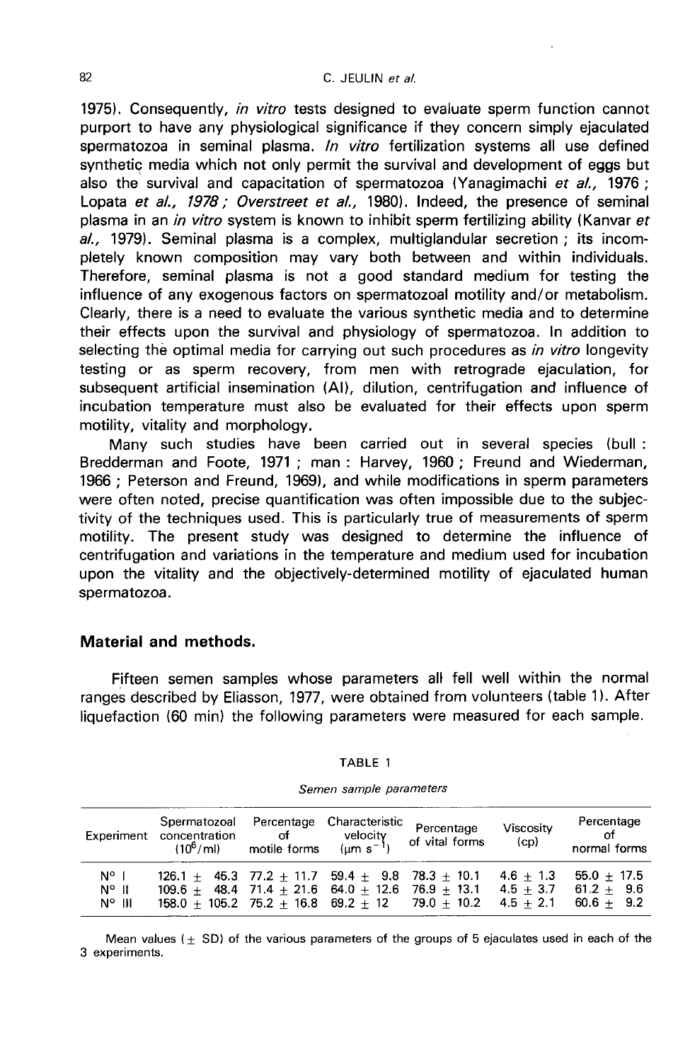1975). Consequently, *in vitro* tests designed to evaluate sperm function cannot purport to have any physiological significance if they concern simply ejaculated spermatozoa in seminal plasma. *In vitro* fertilization systems all use defined synthetic media which not only permit the survival and development of eggs but also the survival and capacitation of spermatozoa (Yanagimachi *et al.,* 1976 ; Lopata *et al., 1978 ; Overstreet et al.,* 1980). Indeed, the presence of seminal plasma in an *in vitro* system is known to inhibit sperm fertilizing ability (Kanvar *et al.,* 1979). Seminal plasma is a complex, multiglandular secretion ; its incompletely known composition may vary both between and within individuals. Therefore, seminal plasma is not a good standard medium for testing the influence of any exogenous factors on spermatozoal motility and/or metabolism. Clearly, there is a need to evaluate the various synthetic media and to determine their effects upon the survival and physiology of spermatozoa. In addition to selecting the optimal media for carrying out such procedures as *in vitro* longevity testing or as sperm recovery, from men with retrograde ejaculation, for subsequent artificial insemination (AI), dilution, centrifugation and influence of incubation temperature must also be evaluated for their effects upon sperm motility, vitality and morphology.

Many such studies have been carried out in several species (bull : Bredderman and Foote, 1971 ; man : Harvey, 1960 ; Freund and Wiederman, 1966 ; Peterson and Freund, 1969), and while modifications in sperm parameters were often noted, precise quantification was often impossible due to the subjectivity of the techniques used. This is particularly true of measurements of sperm motility. The present study was designed to determine the influence of centrifugation and variations in the temperature and medium used for incubation upon the vitality and the objectively-determined motility of ejaculated human spermatozoa.

## Material and methods.

Fifteen semen samples whose parameters all fell well within the normal ranges described by Eliasson, 1977, were obtained from volunteers (table 1). After liquefaction (60 min) the following parameters were measured for each sample.

TABLE 1

*Semen sample parameters*

| Experiment | Spermatozoal concentration ($10^6$/ml) | Percentage of motile forms | Characteristic velocity ($\mu m\ s^{-1}$) | Percentage of vital forms | Viscosity (cp) | Percentage of normal forms |
|---|---|---|---|---|---|---|
| N° I | 126.1 ± 45.3 | 77.2 ± 11.7 | 59.4 ± 9.8 | 78.3 ± 10.1 | 4.6 ± 1.3 | 55.0 ± 17.5 |
| N° II | 109.6 ± 48.4 | 71.4 ± 21.6 | 64.0 ± 12.6 | 76.9 ± 13.1 | 4.5 ± 3.7 | 61.2 ± 9.6 |
| N° III | 158.0 ± 105.2 | 75.2 ± 16.8 | 69.2 ± 12 | 79.0 ± 10.2 | 4.5 ± 2.1 | 60.6 ± 9.2 |

Mean values (± SD) of the various parameters of the groups of 5 ejaculates used in each of the 3 experiments.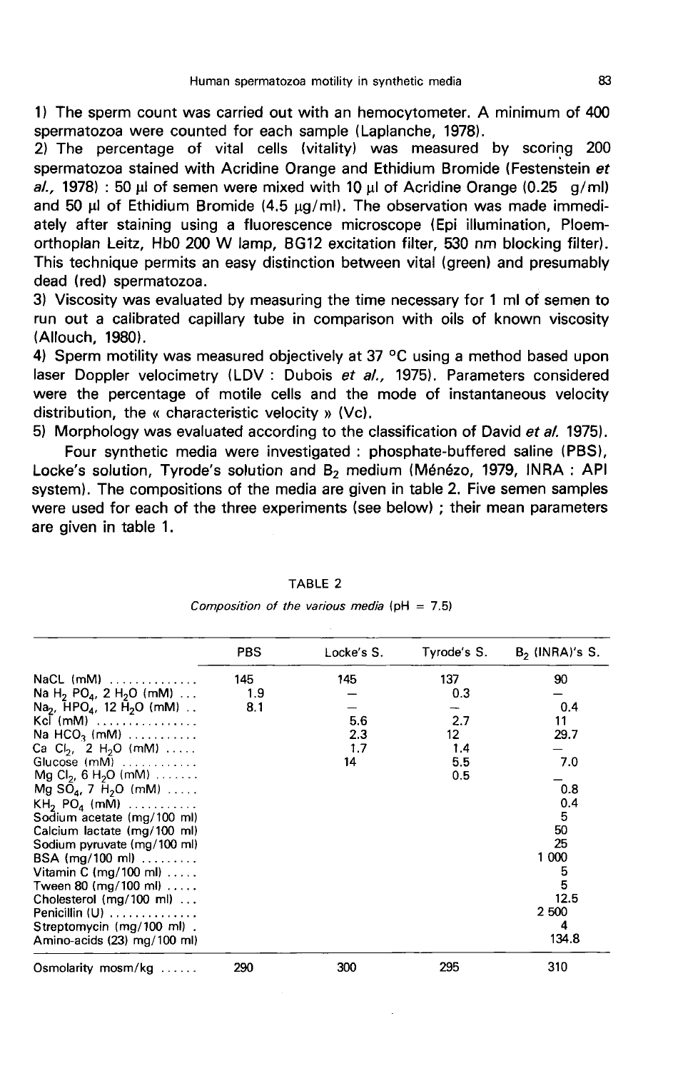1) The sperm count was carried out with an hemocytometer. A minimum of 400 spermatozoa were counted for each sample (Laplanche, 1978).

2) The percentage of vital cells (vitality) was measured by scoring 200 spermatozoa stained with Acridine Orange and Ethidium Bromide (Festenstein *et al.*, 1978) : 50 µl of semen were mixed with 10 µl of Acridine Orange (0.25 g/ml) and 50 µl of Ethidium Bromide (4.5 µg/ml). The observation was made immediately after staining using a fluorescence microscope (Epi illumination, Ploem-orthoplan Leitz, Hb0 200 W lamp, BG12 excitation filter, 530 nm blocking filter). This technique permits an easy distinction between vital (green) and presumably dead (red) spermatozoa.

3) Viscosity was evaluated by measuring the time necessary for 1 ml of semen to run out a calibrated capillary tube in comparison with oils of known viscosity (Allouch, 1980).

4) Sperm motility was measured objectively at 37 °C using a method based upon laser Doppler velocimetry (LDV : Dubois *et al.*, 1975). Parameters considered were the percentage of motile cells and the mode of instantaneous velocity distribution, the « characteristic velocity » (Vc).

5) Morphology was evaluated according to the classification of David *et al.* 1975).

Four synthetic media were investigated : phosphate-buffered saline (PBS), Locke's solution, Tyrode's solution and $B_2$ medium (Ménézo, 1979, INRA : API system). The compositions of the media are given in table 2. Five semen samples were used for each of the three experiments (see below) ; their mean parameters are given in table 1.

TABLE 2

*Composition of the various media* (pH = 7.5)

| | PBS | Locke's S. | Tyrode's S. | $B_2$ (INRA)'s S. |
|---|---|---|---|---|
| NaCL (mM) | 145 | 145 | 137 | 90 |
| $NaH_2PO_4$, $2H_2O$ (mM) | 1.9 | — | 0.3 | — |
| $Na_2HPO_4$, $12H_2O$ (mM) | 8.1 | — | — | 0.4 |
| Kcl (mM) | | 5.6 | 2.7 | 11 |
| $NaHCO_3$ (mM) | | 2.3 | 12 | 29.7 |
| $CaCl_2$, $2H_2O$ (mM) | | 1.7 | 1.4 | — |
| Glucose (mM) | | 14 | 5.5 | 7.0 |
| $MgCl_2$, $6H_2O$ (mM) | | | 0.5 | — |
| $MgSO_4$, $7H_2O$ (mM) | | | | 0.8 |
| $KH_2PO_4$ (mM) | | | | 0.4 |
| Sodium acetate (mg/100 ml) | | | | 5 |
| Calcium lactate (mg/100 ml) | | | | 50 |
| Sodium pyruvate (mg/100 ml) | | | | 25 |
| BSA (mg/100 ml) | | | | 1 000 |
| Vitamin C (mg/100 ml) | | | | 5 |
| Tween 80 (mg/100 ml) | | | | 5 |
| Cholesterol (mg/100 ml) | | | | 12.5 |
| Penicillin (U) | | | | 2 500 |
| Streptomycin (mg/100 ml) | | | | 4 |
| Amino-acids (23) mg/100 ml) | | | | 134.8 |
| Osmolarity mosm/kg | 290 | 300 | 295 | 310 |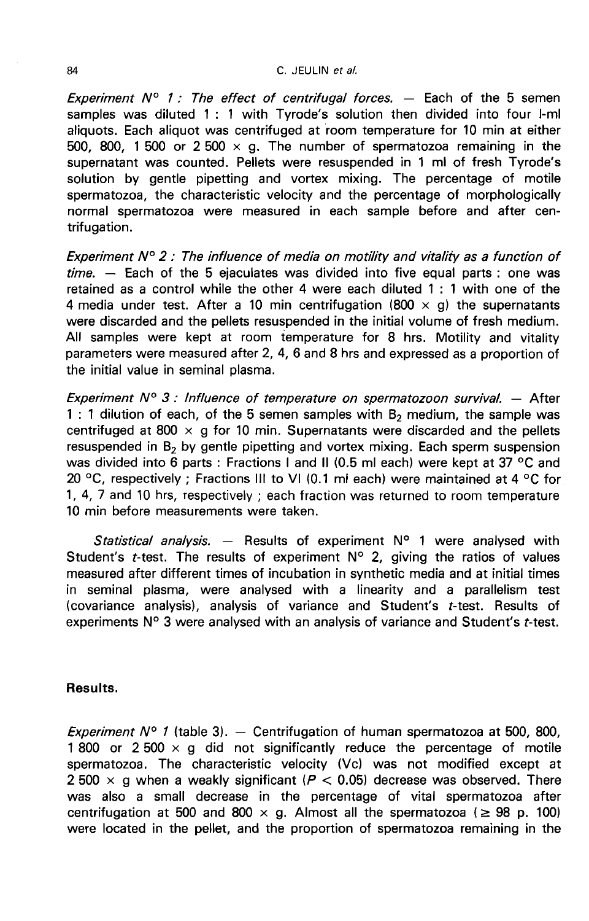*Experiment N° 1 : The effect of centrifugal forces.* — Each of the 5 semen samples was diluted 1 : 1 with Tyrode's solution then divided into four l-ml aliquots. Each aliquot was centrifuged at room temperature for 10 min at either 500, 800, 1 500 or 2 500 × g. The number of spermatozoa remaining in the supernatant was counted. Pellets were resuspended in 1 ml of fresh Tyrode's solution by gentle pipetting and vortex mixing. The percentage of motile spermatozoa, the characteristic velocity and the percentage of morphologically normal spermatozoa were measured in each sample before and after centrifugation.

*Experiment N° 2 : The influence of media on motility and vitality as a function of time.* — Each of the 5 ejaculates was divided into five equal parts : one was retained as a control while the other 4 were each diluted 1 : 1 with one of the 4 media under test. After a 10 min centrifugation (800 × g) the supernatants were discarded and the pellets resuspended in the initial volume of fresh medium. All samples were kept at room temperature for 8 hrs. Motility and vitality parameters were measured after 2, 4, 6 and 8 hrs and expressed as a proportion of the initial value in seminal plasma.

*Experiment N° 3 : Influence of temperature on spermatozoon survival.* — After 1 : 1 dilution of each, of the 5 semen samples with $B_2$ medium, the sample was centrifuged at 800 × g for 10 min. Supernatants were discarded and the pellets resuspended in $B_2$ by gentle pipetting and vortex mixing. Each sperm suspension was divided into 6 parts : Fractions I and II (0.5 ml each) were kept at 37 °C and 20 °C, respectively ; Fractions III to VI (0.1 ml each) were maintained at 4 °C for 1, 4, 7 and 10 hrs, respectively ; each fraction was returned to room temperature 10 min before measurements were taken.

*Statistical analysis.* — Results of experiment N° 1 were analysed with Student's *t*-test. The results of experiment N° 2, giving the ratios of values measured after different times of incubation in synthetic media and at initial times in seminal plasma, were analysed with a linearity and a parallelism test (covariance analysis), analysis of variance and Student's *t*-test. Results of experiments N° 3 were analysed with an analysis of variance and Student's *t*-test.

## Results.

*Experiment N° 1* (table 3). — Centrifugation of human spermatozoa at 500, 800, 1 800 or 2 500 × g did not significantly reduce the percentage of motile spermatozoa. The characteristic velocity (Vc) was not modified except at 2 500 × g when a weakly significant ($P < 0.05$) decrease was observed. There was also a small decrease in the percentage of vital spermatozoa after centrifugation at 500 and 800 × g. Almost all the spermatozoa (≥ 98 p. 100) were located in the pellet, and the proportion of spermatozoa remaining in the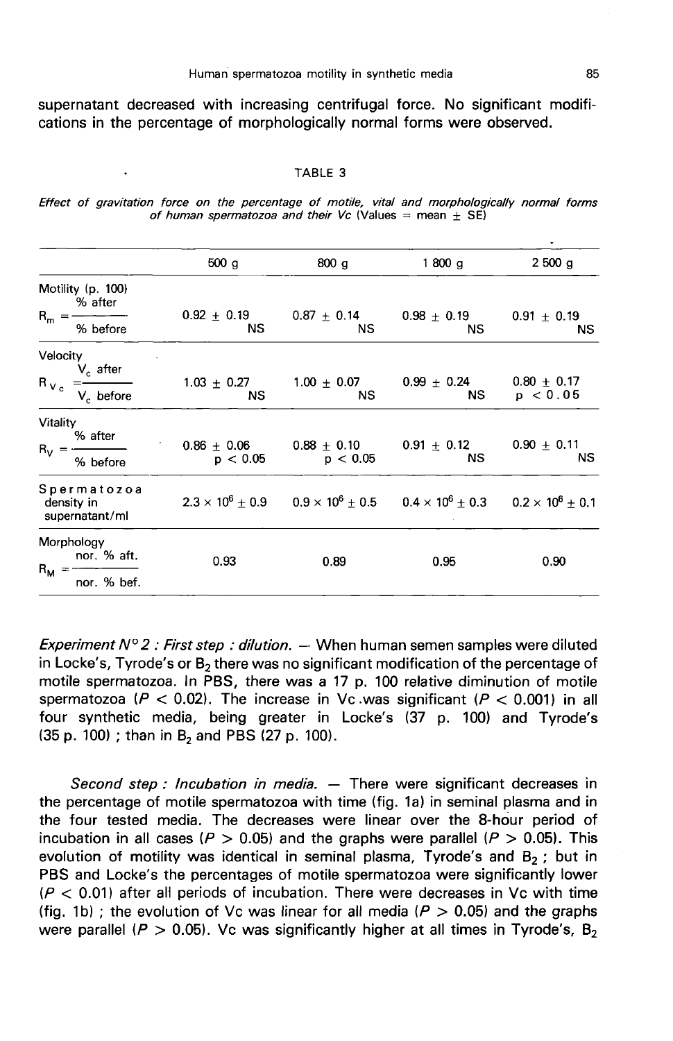supernatant decreased with increasing centrifugal force. No significant modifications in the percentage of morphologically normal forms were observed.

TABLE 3

*Effect of gravitation force on the percentage of motile, vital and morphologically normal forms of human spermatozoa and their Vc* (Values = mean ± SE)

| | 500 g | 800 g | 1 800 g | 2 500 g |
|---|---|---|---|---|
| Motility (p. 100) $R_m = \frac{\text{\% after}}{\text{\% before}}$ | 0.92 ± 0.19 NS | 0.87 ± 0.14 NS | 0.98 ± 0.19 NS | 0.91 ± 0.19 NS |
| Velocity $R_{V_c} = \frac{V_c \text{ after}}{V_c \text{ before}}$ | 1.03 ± 0.27 NS | 1.00 ± 0.07 NS | 0.99 ± 0.24 NS | 0.80 ± 0.17 $p < 0.05$ |
| Vitality $R_V = \frac{\text{\% after}}{\text{\% before}}$ | 0.86 ± 0.06 $p < 0.05$ | 0.88 ± 0.10 $p < 0.05$ | 0.91 ± 0.12 NS | 0.90 ± 0.11 NS |
| Spermatozoa density in supernatant/ml | $2.3 \times 10^6 \pm 0.9$ | $0.9 \times 10^6 \pm 0.5$ | $0.4 \times 10^6 \pm 0.3$ | $0.2 \times 10^6 \pm 0.1$ |
| Morphology $R_M = \frac{\text{nor. \% aft.}}{\text{nor. \% bef.}}$ | 0.93 | 0.89 | 0.95 | 0.90 |

*Experiment N° 2 : First step : dilution.* — When human semen samples were diluted in Locke's, Tyrode's or $B_2$ there was no significant modification of the percentage of motile spermatozoa. In PBS, there was a 17 p. 100 relative diminution of motile spermatozoa ($P < 0.02$). The increase in Vc was significant ($P < 0.001$) in all four synthetic media, being greater in Locke's (37 p. 100) and Tyrode's (35 p. 100) ; than in $B_2$ and PBS (27 p. 100).

*Second step : Incubation in media.* — There were significant decreases in the percentage of motile spermatozoa with time (fig. 1a) in seminal plasma and in the four tested media. The decreases were linear over the 8-hour period of incubation in all cases ($P > 0.05$) and the graphs were parallel ($P > 0.05$). This evolution of motility was identical in seminal plasma, Tyrode's and $B_2$ ; but in PBS and Locke's the percentages of motile spermatozoa were significantly lower ($P < 0.01$) after all periods of incubation. There were decreases in Vc with time (fig. 1b) ; the evolution of Vc was linear for all media ($P > 0.05$) and the graphs were parallel ($P > 0.05$). Vc was significantly higher at all times in Tyrode's, $B_2$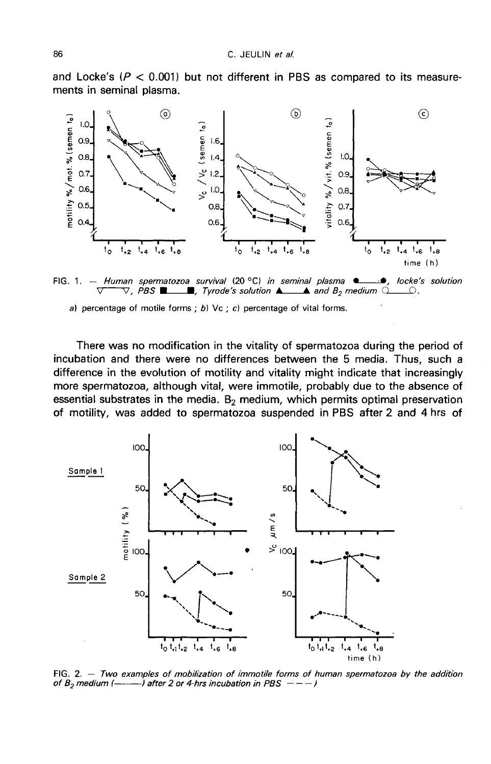and Locke's ($P < 0.001$) but not different in PBS as compared to its measurements in seminal plasma.

FIG. 1. — *Human spermatozoa survival (20 °C) in seminal plasma ●——●, locke's solution ▽——▽, PBS ■——■, Tyrode's solution ▲——▲ and $B_2$ medium ○——○.*

a) percentage of motile forms ; b) Vc ; c) percentage of vital forms.

There was no modification in the vitality of spermatozoa during the period of incubation and there were no differences between the 5 media. Thus, such a difference in the evolution of motility and vitality might indicate that increasingly more spermatozoa, although vital, were immotile, probably due to the absence of essential substrates in the media. $B_2$ medium, which permits optimal preservation of motility, was added to spermatozoa suspended in PBS after 2 and 4 hrs of

FIG. 2. — *Two examples of mobilization of immotile forms of human spermatozoa by the addition of $B_2$ medium (———) after 2 or 4-hrs incubation in PBS – – – )*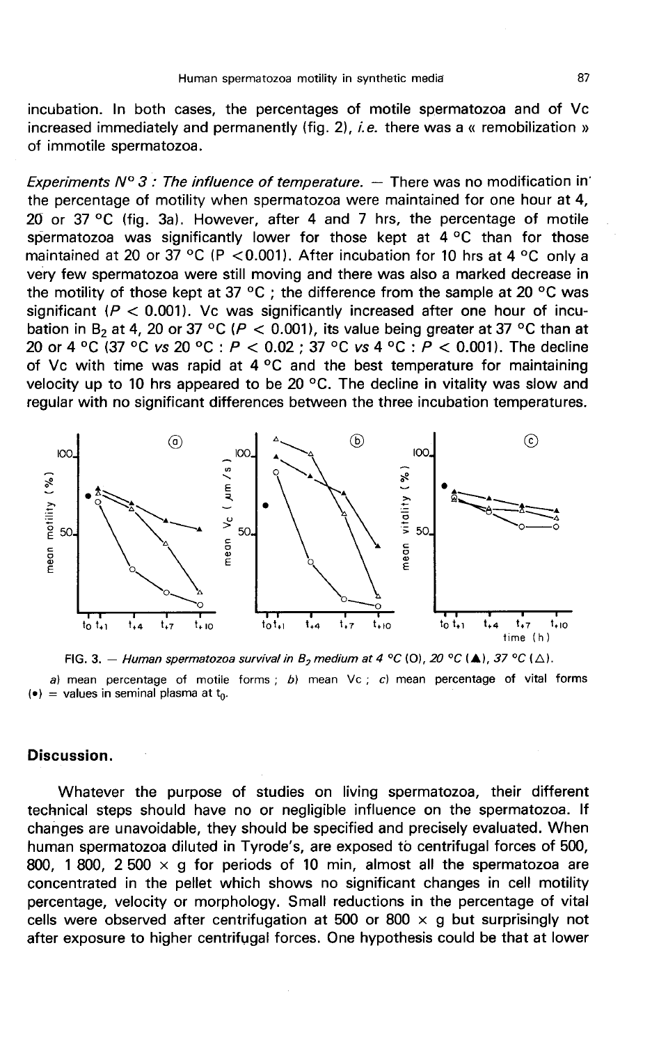incubation. In both cases, the percentages of motile spermatozoa and of Vc increased immediately and permanently (fig. 2), *i.e.* there was a « remobilization » of immotile spermatozoa.

*Experiments N° 3 : The influence of temperature.* — There was no modification in the percentage of motility when spermatozoa were maintained for one hour at 4, 20 or 37 °C (fig. 3a). However, after 4 and 7 hrs, the percentage of motile spermatozoa was significantly lower for those kept at 4 °C than for those maintained at 20 or 37 °C ($P < 0.001$). After incubation for 10 hrs at 4 °C only a very few spermatozoa were still moving and there was also a marked decrease in the motility of those kept at 37 °C ; the difference from the sample at 20 °C was significant ($P < 0.001$). Vc was significantly increased after one hour of incubation in $B_2$ at 4, 20 or 37 °C ($P < 0.001$), its value being greater at 37 °C than at 20 or 4 °C (37 °C *vs* 20 °C : $P < 0.02$ ; 37 °C *vs* 4 °C : $P < 0.001$). The decline of Vc with time was rapid at 4 °C and the best temperature for maintaining velocity up to 10 hrs appeared to be 20 °C. The decline in vitality was slow and regular with no significant differences between the three incubation temperatures.

FIG. 3. — *Human spermatozoa survival in $B_2$ medium at 4 °C* (O), *20 °C* (▲), *37 °C* (△).

*a)* mean percentage of motile forms ; *b)* mean Vc ; *c)* mean percentage of vital forms (•) = values in seminal plasma at $t_0$.

## Discussion.

Whatever the purpose of studies on living spermatozoa, their different technical steps should have no or negligible influence on the spermatozoa. If changes are unavoidable, they should be specified and precisely evaluated. When human spermatozoa diluted in Tyrode's, are exposed to centrifugal forces of 500, 800, 1 800, 2 500 × g for periods of 10 min, almost all the spermatozoa are concentrated in the pellet which shows no significant changes in cell motility percentage, velocity or morphology. Small reductions in the percentage of vital cells were observed after centrifugration at 500 or 800 × g but surprisingly not after exposure to higher centrifugal forces. One hypothesis could be that at lower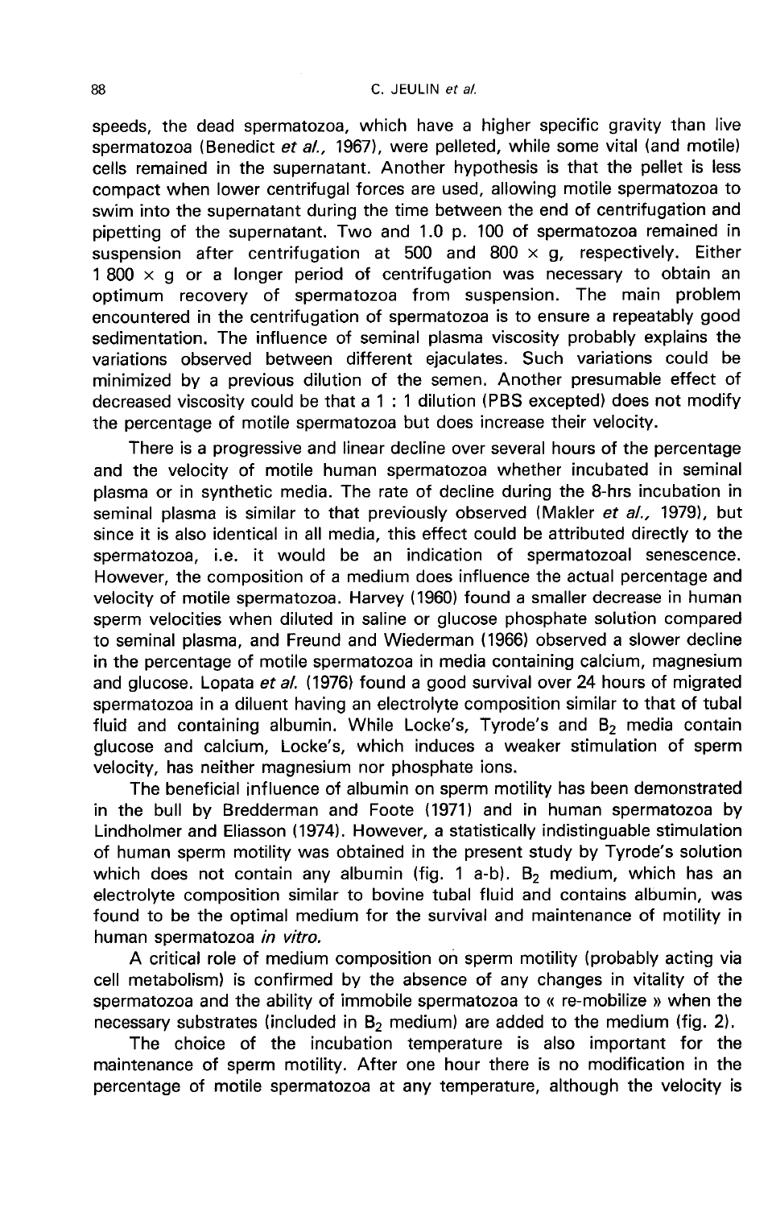speeds, the dead spermatozoa, which have a higher specific gravity than live spermatozoa (Benedict *et al.,* 1967), were pelleted, while some vital (and motile) cells remained in the supernatant. Another hypothesis is that the pellet is less compact when lower centrifugal forces are used, allowing motile spermatozoa to swim into the supernatant during the time between the end of centrifugation and pipetting of the supernatant. Two and 1.0 p. 100 of spermatozoa remained in suspension after centrifugation at 500 and 800 × g, respectively. Either 1 800 × g or a longer period of centrifugation was necessary to obtain an optimum recovery of spermatozoa from suspension. The main problem encountered in the centrifugation of spermatozoa is to ensure a repeatably good sedimentation. The influence of seminal plasma viscosity probably explains the variations observed between different ejaculates. Such variations could be minimized by a previous dilution of the semen. Another presumable effect of decreased viscosity could be that a 1 : 1 dilution (PBS excepted) does not modify the percentage of motile spermatozoa but does increase their velocity.

There is a progressive and linear decline over several hours of the percentage and the velocity of motile human spermatozoa whether incubated in seminal plasma or in synthetic media. The rate of decline during the 8-hrs incubation in seminal plasma is similar to that previously observed (Makler *et al.,* 1979), but since it is also identical in all media, this effect could be attributed directly to the spermatozoa, i.e. it would be an indication of spermatozoal senescence. However, the composition of a medium does influence the actual percentage and velocity of motile spermatozoa. Harvey (1960) found a smaller decrease in human sperm velocities when diluted in saline or glucose phosphate solution compared to seminal plasma, and Freund and Wiederman (1966) observed a slower decline in the percentage of motile spermatozoa in media containing calcium, magnesium and glucose. Lopata *et al.* (1976) found a good survival over 24 hours of migrated spermatozoa in a diluent having an electrolyte composition similar to that of tubal fluid and containing albumin. While Locke's, Tyrode's and $B_2$ media contain glucose and calcium, Locke's, which induces a weaker stimulation of sperm velocity, has neither magnesium nor phosphate ions.

The beneficial influence of albumin on sperm motility has been demonstrated in the bull by Bredderman and Foote (1971) and in human spermatozoa by Lindholmer and Eliasson (1974). However, a statistically indistinguable stimulation of human sperm motility was obtained in the present study by Tyrode's solution which does not contain any albumin (fig. 1 a-b). $B_2$ medium, which has an electrolyte composition similar to bovine tubal fluid and contains albumin, was found to be the optimal medium for the survival and maintenance of motility in human spermatozoa *in vitro.*

A critical role of medium composition on sperm motility (probably acting via cell metabolism) is confirmed by the absence of any changes in vitality of the spermatozoa and the ability of immobile spermatozoa to « re-mobilize » when the necessary substrates (included in $B_2$ medium) are added to the medium (fig. 2).

The choice of the incubation temperature is also important for the maintenance of sperm motility. After one hour there is no modification in the percentage of motile spermatozoa at any temperature, although the velocity is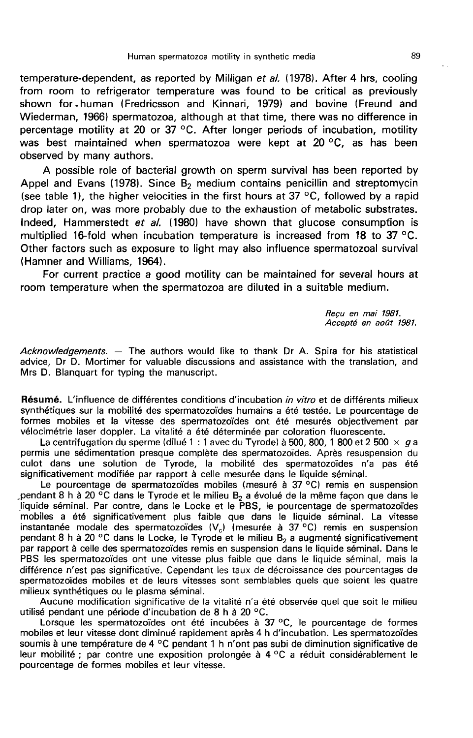temperature-dependent, as reported by Milligan *et al.* (1978). After 4 hrs, cooling from room to refrigerator temperature was found to be critical as previously shown for human (Fredricsson and Kinnari, 1979) and bovine (Freund and Wiederman, 1966) spermatozoa, although at that time, there was no difference in percentage motility at 20 or 37 °C. After longer periods of incubation, motility was best maintained when spermatozoa were kept at 20 °C, as has been observed by many authors.

A possible role of bacterial growth on sperm survival has been reported by Appel and Evans (1978). Since $B_2$ medium contains penicillin and streptomycin (see table 1), the higher velocities in the first hours at 37 °C, followed by a rapid drop later on, was more probably due to the exhaustion of metabolic substrates. Indeed, Hammerstedt *et al.* (1980) have shown that glucose consumption is multiplied 16-fold when incubation temperature is increased from 18 to 37 °C. Other factors such as exposure to light may also influence spermatozoal survival (Hamner and Williams, 1964).

For current practice a good motility can be maintained for several hours at room temperature when the spermatozoa are diluted in a suitable medium.

*Reçu en mai 1981.*
*Accepté en août 1981.*

*Acknowledgements.* — The authors would like to thank Dr A. Spira for his statistical advice, Dr D. Mortimer for valuable discussions and assistance with the translation, and Mrs D. Blanquart for typing the manuscript.

**Résumé.** L'influence de différentes conditions d'incubation *in vitro* et de différents milieux synthétiques sur la mobilité des spermatozoïdes humains a été testée. Le pourcentage de formes mobiles et la vitesse des spermatozoïdes ont été mesurés objectivement par vélocimétrie laser doppler. La vitalité a été déterminée par coloration fluorescente.

La centrifugation du sperme (dilué 1 : 1 avec du Tyrode) à 500, 800, 1 800 et 2 500 × *g* a permis une sédimentation presque complète des spermatozoïdes. Après resuspension du culot dans une solution de Tyrode, la mobilité des spermatozoïdes n'a pas été significativement modifiée par rapport à celle mesurée dans le liquide séminal.

Le pourcentage de spermatozoïdes mobiles (mesuré à 37 °C) remis en suspension pendant 8 h à 20 °C dans le Tyrode et le milieu $B_2$ a évolué de la même façon que dans le liquide séminal. Par contre, dans le Locke et le PBS, le pourcentage de spermatozoïdes mobiles a été significativement plus faible que dans le liquide séminal. La vitesse instantanée modale des spermatozoïdes ($V_c$) (mesurée à 37 °C) remis en suspension pendant 8 h à 20 °C dans le Locke, le Tyrode et le milieu $B_2$ a augmenté significativement par rapport à celle des spermatozoïdes remis en suspension dans le liquide séminal. Dans le PBS les spermatozoïdes ont une vitesse plus faible que dans le liquide séminal, mais la différence n'est pas significative. Cependant les taux de décroissance des pourcentages de spermatozoïdes mobiles et de leurs vitesses sont semblables quels que soient les quatre milieux synthétiques ou le plasma séminal.

Aucune modification significative de la vitalité n'a été observée quel que soit le milieu utilisé pendant une période d'incubation de 8 h à 20 °C.

Lorsque les spermatozoïdes ont été incubées à 37 °C, le pourcentage de formes mobiles et leur vitesse dont diminué rapidement après 4 h d'incubation. Les spermatozoïdes soumis à une température de 4 °C pendant 1 h n'ont pas subi de diminution significative de leur mobilité ; par contre une exposition prolongée à 4 °C a réduit considérablement le pourcentage de formes mobiles et leur vitesse.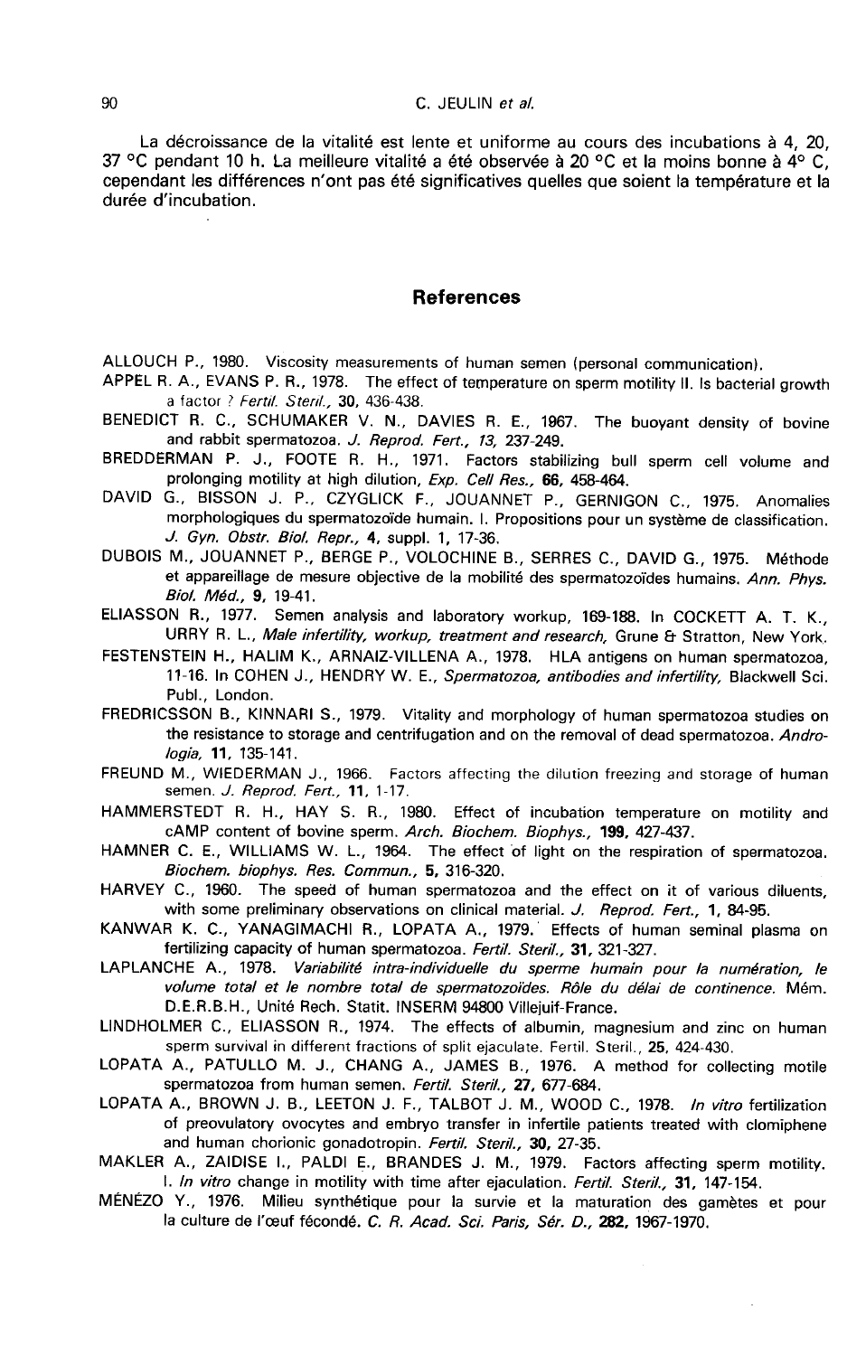La décroissance de la vitalité est lente et uniforme au cours des incubations à 4, 20, 37 °C pendant 10 h. La meilleure vitalité a été observée à 20 °C et la moins bonne à 4° C, cependant les différences n'ont pas été significatives quelles que soient la température et la durée d'incubation.

## References

ALLOUCH P., 1980. Viscosity measurements of human semen (personal communication).

APPEL R. A., EVANS P. R., 1978. The effect of temperature on sperm motility II. Is bacterial growth a factor ? *Fertil. Steril.*, **30**, 436-438.

BENEDICT R. C., SCHUMAKER V. N., DAVIES R. E., 1967. The buoyant density of bovine and rabbit spermatozoa. *J. Reprod. Fert.*, *13*, 237-249.

BREDDERMAN P. J., FOOTE R. H., 1971. Factors stabilizing bull sperm cell volume and prolonging motility at high dilution, *Exp. Cell Res.*, **66**, 458-464.

DAVID G., BISSON J. P., CZYGLICK F., JOUANNET P., GERNIGON C., 1975. Anomalies morphologiques du spermatozoïde humain. I. Propositions pour un système de classification. *J. Gyn. Obstr. Biol. Repr.*, **4**, suppl. 1, 17-36.

DUBOIS M., JOUANNET P., BERGE P., VOLOCHINE B., SERRES C., DAVID G., 1975. Méthode et appareillage de mesure objective de la mobilité des spermatozoïdes humains. *Ann. Phys. Biol. Méd.*, **9**, 19-41.

ELIASSON R., 1977. Semen analysis and laboratory workup, 169-188. In COCKETT A. T. K., URRY R. L., *Male infertility, workup, treatment and research,* Grune & Stratton, New York.

FESTENSTEIN H., HALIM K., ARNAIZ-VILLENA A., 1978. HLA antigens on human spermatozoa, 11-16. In COHEN J., HENDRY W. E., *Spermatozoa, antibodies and infertility,* Blackwell Sci. Publ., London.

FREDRICSSON B., KINNARI S., 1979. Vitality and morphology of human spermatozoa studies on the resistance to storage and centrifugation and on the removal of dead spermatozoa. *Andrologia*, **11**, 135-141.

FREUND M., WIEDERMAN J., 1966. Factors affecting the dilution freezing and storage of human semen. *J. Reprod. Fert.*, **11**, 1-17.

HAMMERSTEDT R. H., HAY S. R., 1980. Effect of incubation temperature on motility and cAMP content of bovine sperm. *Arch. Biochem. Biophys.*, **199**, 427-437.

HAMNER C. E., WILLIAMS W. L., 1964. The effect of light on the respiration of spermatozoa. *Biochem. biophys. Res. Commun.*, **5**, 316-320.

HARVEY C., 1960. The speed of human spermatozoa and the effect on it of various diluents, with some preliminary observations on clinical material. *J. Reprod. Fert.*, **1**, 84-95.

KANWAR K. C., YANAGIMACHI R., LOPATA A., 1979. Effects of human seminal plasma on fertilizing capacity of human spermatozoa. *Fertil. Steril.*, **31**, 321-327.

LAPLANCHE A., 1978. *Variabilité intra-individuelle du sperme humain pour la numération, le volume total et le nombre total de spermatozoïdes. Rôle du délai de continence.* Mém. D.E.R.B.H., Unité Rech. Statit. INSERM 94800 Villejuif-France.

LINDHOLMER C., ELIASSON R., 1974. The effects of albumin, magnesium and zinc on human sperm survival in different fractions of split ejaculate. Fertil. Steril., 25, 424-430.

LOPATA A., PATULLO M. J., CHANG A., JAMES B., 1976. A method for collecting motile spermatozoa from human semen. *Fertil. Steril.*, **27**, 677-684.

LOPATA A., BROWN J. B., LEETON J. F., TALBOT J. M., WOOD C., 1978. *In vitro* fertilization of preovulatory ovocytes and embryo transfer in infertile patients treated with clomiphene and human chorionic gonadotropin. *Fertil. Steril.*, **30**, 27-35.

MAKLER A., ZAIDISE I., PALDI E., BRANDES J. M., 1979. Factors affecting sperm motility. I. *In vitro* change in motility with time after ejaculation. *Fertil. Steril.*, **31**, 147-154.

MÉNÉZO Y., 1976. Milieu synthétique pour la survie et la maturation des gamètes et pour la culture de l'œuf fécondé. *C. R. Acad. Sci. Paris, Sér. D.*, **282**, 1967-1970.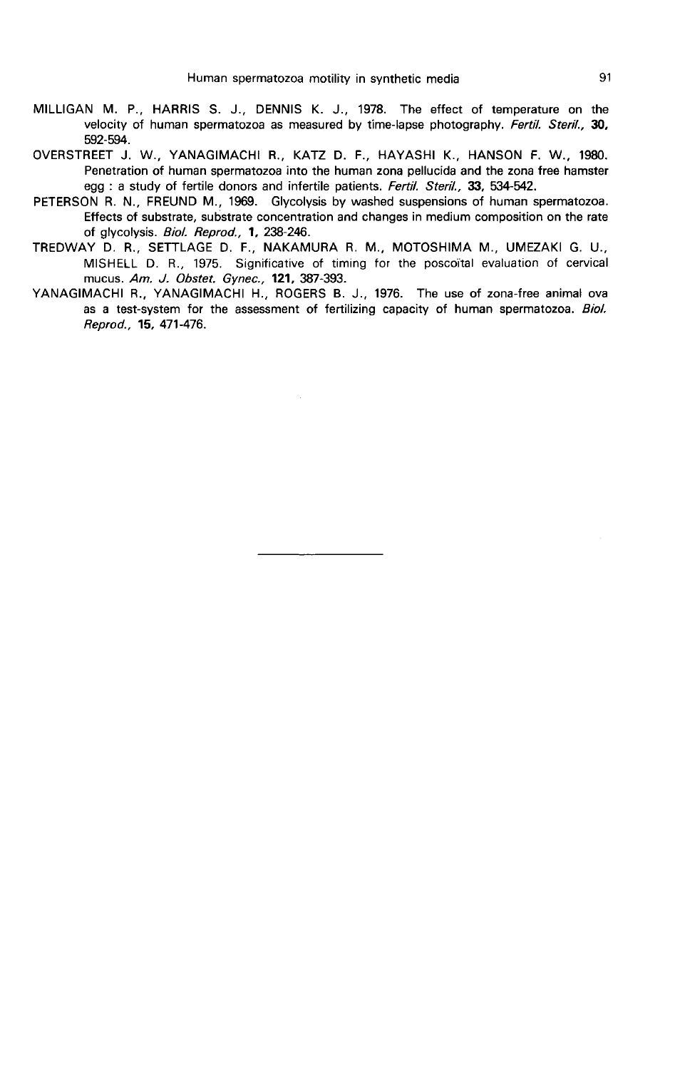MILLIGAN M. P., HARRIS S. J., DENNIS K. J., 1978. The effect of temperature on the velocity of human spermatozoa as measured by time-lapse photography. *Fertil. Steril.*, **30**, 592-594.

OVERSTREET J. W., YANAGIMACHI R., KATZ D. F., HAYASHI K., HANSON F. W., 1980. Penetration of human spermatozoa into the human zona pellucida and the zona free hamster egg : a study of fertile donors and infertile patients. *Fertil. Steril.*, **33**, 534-542.

PETERSON R. N., FREUND M., 1969. Glycolysis by washed suspensions of human spermatozoa. Effects of substrate, substrate concentration and changes in medium composition on the rate of glycolysis. *Biol. Reprod.*, **1**, 238-246.

TREDWAY D. R., SETTLAGE D. F., NAKAMURA R. M., MOTOSHIMA M., UMEZAKI G. U., MISHELL D. R., 1975. Significative of timing for the poscoïtal evaluation of cervical mucus. *Am. J. Obstet. Gynec.*, **121**, 387-393.

YANAGIMACHI R., YANAGIMACHI H., ROGERS B. J., 1976. The use of zona-free animal ova as a test-system for the assessment of fertilizing capacity of human spermatozoa. *Biol. Reprod.*, **15**, 471-476.